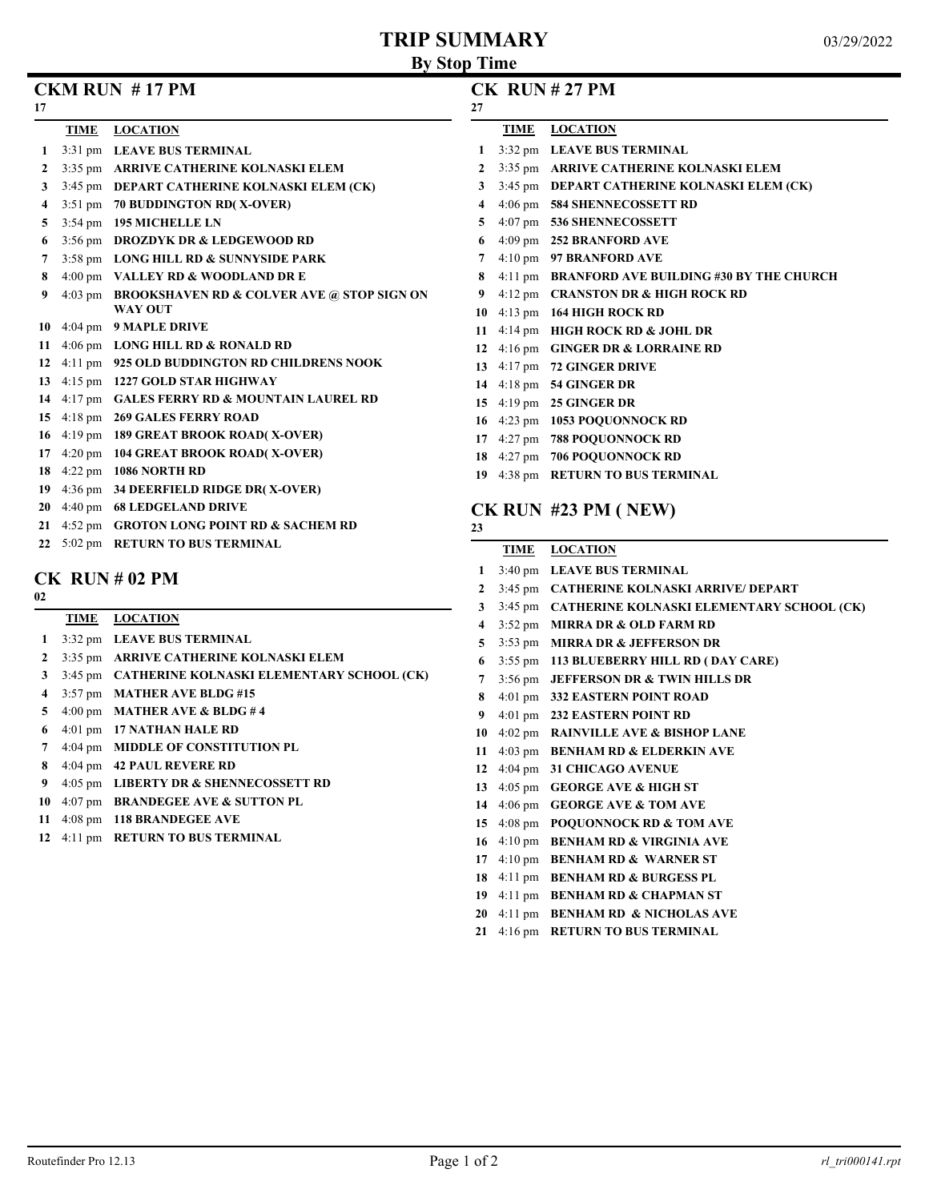# TRIP SUMMARY

## By Stop Time

03/29/2022

## CKM RUN # 17 PM

17

| | TIME | LOCATION |
|---|---|---|
| 1 | 3:31 pm | LEAVE BUS TERMINAL |
| 2 | 3:35 pm | ARRIVE CATHERINE KOLNASKI ELEM |
| 3 | 3:45 pm | DEPART CATHERINE KOLNASKI ELEM (CK) |
| 4 | 3:51 pm | 70 BUDDINGTON RD( X-OVER) |
| 5 | 3:54 pm | 195 MICHELLE LN |
| 6 | 3:56 pm | DROZDYK DR & LEDGEWOOD RD |
| 7 | 3:58 pm | LONG HILL RD & SUNNYSIDE PARK |
| 8 | 4:00 pm | VALLEY RD & WOODLAND DR E |
| 9 | 4:03 pm | BROOKSHAVEN RD & COLVER AVE @ STOP SIGN ON WAY OUT |
| 10 | 4:04 pm | 9 MAPLE DRIVE |
| 11 | 4:06 pm | LONG HILL RD & RONALD RD |
| 12 | 4:11 pm | 925 OLD BUDDINGTON RD CHILDRENS NOOK |
| 13 | 4:15 pm | 1227 GOLD STAR HIGHWAY |
| 14 | 4:17 pm | GALES FERRY RD & MOUNTAIN LAUREL RD |
| 15 | 4:18 pm | 269 GALES FERRY ROAD |
| 16 | 4:19 pm | 189 GREAT BROOK ROAD( X-OVER) |
| 17 | 4:20 pm | 104 GREAT BROOK ROAD( X-OVER) |
| 18 | 4:22 pm | 1086 NORTH RD |
| 19 | 4:36 pm | 34 DEERFIELD RIDGE DR( X-OVER) |
| 20 | 4:40 pm | 68 LEDGELAND DRIVE |
| 21 | 4:52 pm | GROTON LONG POINT RD & SACHEM RD |
| 22 | 5:02 pm | RETURN TO BUS TERMINAL |

## CK RUN # 02 PM

02

| | TIME | LOCATION |
|---|---|---|
| 1 | 3:32 pm | LEAVE BUS TERMINAL |
| 2 | 3:35 pm | ARRIVE CATHERINE KOLNASKI ELEM |
| 3 | 3:45 pm | CATHERINE KOLNASKI ELEMENTARY SCHOOL (CK) |
| 4 | 3:57 pm | MATHER AVE BLDG #15 |
| 5 | 4:00 pm | MATHER AVE & BLDG # 4 |
| 6 | 4:01 pm | 17 NATHAN HALE RD |
| 7 | 4:04 pm | MIDDLE OF CONSTITUTION PL |
| 8 | 4:04 pm | 42 PAUL REVERE RD |
| 9 | 4:05 pm | LIBERTY DR & SHENNECOSSETT RD |
| 10 | 4:07 pm | BRANDEGEE AVE & SUTTON PL |
| 11 | 4:08 pm | 118 BRANDEGEE AVE |
| 12 | 4:11 pm | RETURN TO BUS TERMINAL |

## CK RUN # 27 PM

27

| | TIME | LOCATION |
|---|---|---|
| 1 | 3:32 pm | LEAVE BUS TERMINAL |
| 2 | 3:35 pm | ARRIVE CATHERINE KOLNASKI ELEM |
| 3 | 3:45 pm | DEPART CATHERINE KOLNASKI ELEM (CK) |
| 4 | 4:06 pm | 584 SHENNECOSSETT RD |
| 5 | 4:07 pm | 536 SHENNECOSSETT |
| 6 | 4:09 pm | 252 BRANFORD AVE |
| 7 | 4:10 pm | 97 BRANFORD AVE |
| 8 | 4:11 pm | BRANFORD AVE BUILDING #30 BY THE CHURCH |
| 9 | 4:12 pm | CRANSTON DR & HIGH ROCK RD |
| 10 | 4:13 pm | 164 HIGH ROCK RD |
| 11 | 4:14 pm | HIGH ROCK RD & JOHL DR |
| 12 | 4:16 pm | GINGER DR & LORRAINE RD |
| 13 | 4:17 pm | 72 GINGER DRIVE |
| 14 | 4:18 pm | 54 GINGER DR |
| 15 | 4:19 pm | 25 GINGER DR |
| 16 | 4:23 pm | 1053 POQUONNOCK RD |
| 17 | 4:27 pm | 788 POQUONNOCK RD |
| 18 | 4:27 pm | 706 POQUONNOCK RD |
| 19 | 4:38 pm | RETURN TO BUS TERMINAL |

## CK RUN #23 PM ( NEW)

23

| | TIME | LOCATION |
|---|---|---|
| 1 | 3:40 pm | LEAVE BUS TERMINAL |
| 2 | 3:45 pm | CATHERINE KOLNASKI ARRIVE/ DEPART |
| 3 | 3:45 pm | CATHERINE KOLNASKI ELEMENTARY SCHOOL (CK) |
| 4 | 3:52 pm | MIRRA DR & OLD FARM RD |
| 5 | 3:53 pm | MIRRA DR & JEFFERSON DR |
| 6 | 3:55 pm | 113 BLUEBERRY HILL RD ( DAY CARE) |
| 7 | 3:56 pm | JEFFERSON DR & TWIN HILLS DR |
| 8 | 4:01 pm | 332 EASTERN POINT ROAD |
| 9 | 4:01 pm | 232 EASTERN POINT RD |
| 10 | 4:02 pm | RAINVILLE AVE & BISHOP LANE |
| 11 | 4:03 pm | BENHAM RD & ELDERKIN AVE |
| 12 | 4:04 pm | 31 CHICAGO AVENUE |
| 13 | 4:05 pm | GEORGE AVE & HIGH ST |
| 14 | 4:06 pm | GEORGE AVE & TOM AVE |
| 15 | 4:08 pm | POQUONNOCK RD & TOM AVE |
| 16 | 4:10 pm | BENHAM RD & VIRGINIA AVE |
| 17 | 4:10 pm | BENHAM RD & WARNER ST |
| 18 | 4:11 pm | BENHAM RD & BURGESS PL |
| 19 | 4:11 pm | BENHAM RD & CHAPMAN ST |
| 20 | 4:11 pm | BENHAM RD & NICHOLAS AVE |
| 21 | 4:16 pm | RETURN TO BUS TERMINAL |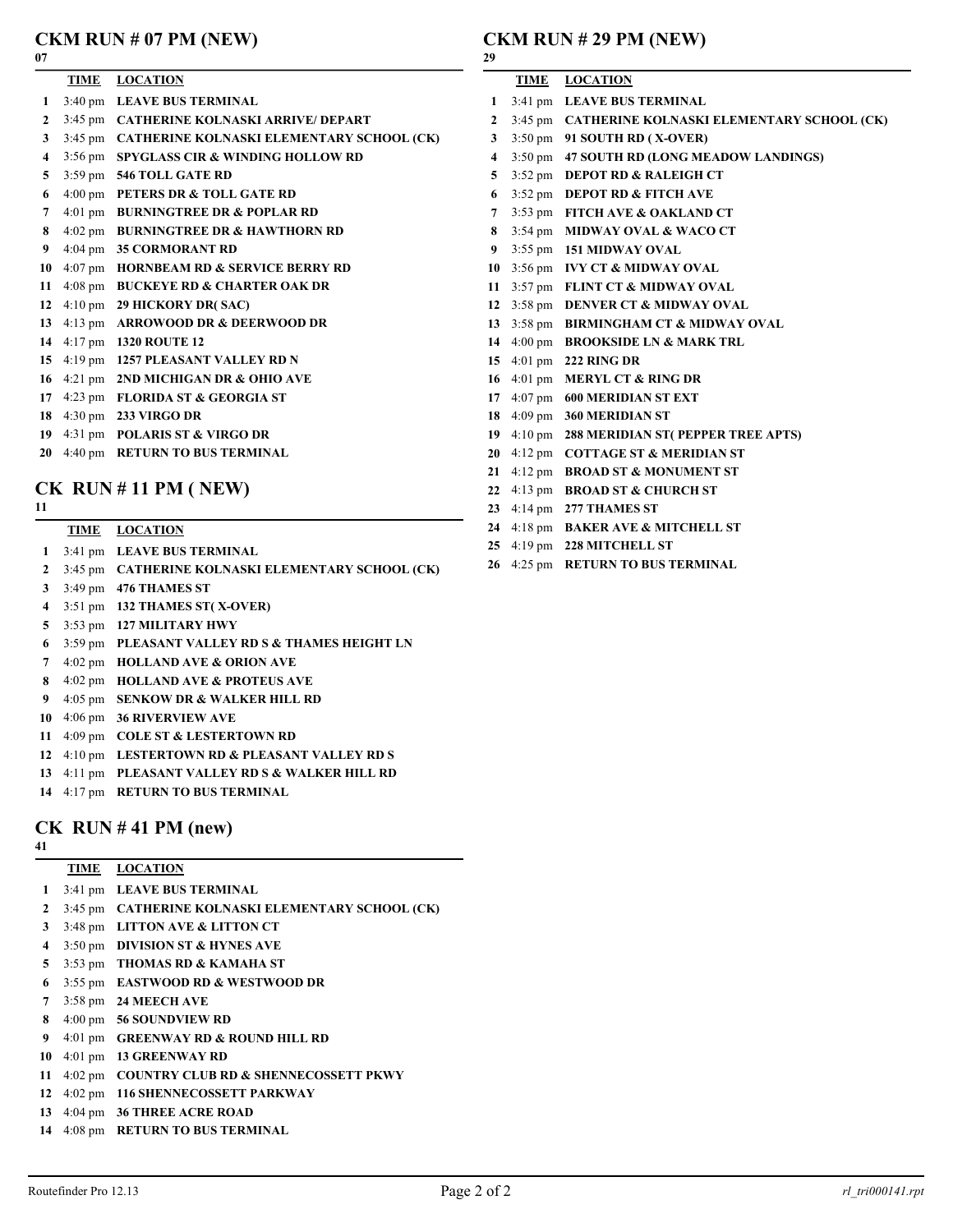## CKM RUN # 07 PM (NEW)

07

| | TIME | LOCATION |
|---|---|---|
| 1 | 3:40 pm | LEAVE BUS TERMINAL |
| 2 | 3:45 pm | CATHERINE KOLNASKI ARRIVE/ DEPART |
| 3 | 3:45 pm | CATHERINE KOLNASKI ELEMENTARY SCHOOL (CK) |
| 4 | 3:56 pm | SPYGLASS CIR & WINDING HOLLOW RD |
| 5 | 3:59 pm | 546 TOLL GATE RD |
| 6 | 4:00 pm | PETERS DR & TOLL GATE RD |
| 7 | 4:01 pm | BURNINGTREE DR & POPLAR RD |
| 8 | 4:02 pm | BURNINGTREE DR & HAWTHORN RD |
| 9 | 4:04 pm | 35 CORMORANT RD |
| 10 | 4:07 pm | HORNBEAM RD & SERVICE BERRY RD |
| 11 | 4:08 pm | BUCKEYE RD & CHARTER OAK DR |
| 12 | 4:10 pm | 29 HICKORY DR( SAC) |
| 13 | 4:13 pm | ARROWOOD DR & DEERWOOD DR |
| 14 | 4:17 pm | 1320 ROUTE 12 |
| 15 | 4:19 pm | 1257 PLEASANT VALLEY RD N |
| 16 | 4:21 pm | 2ND MICHIGAN DR & OHIO AVE |
| 17 | 4:23 pm | FLORIDA ST & GEORGIA ST |
| 18 | 4:30 pm | 233 VIRGO DR |
| 19 | 4:31 pm | POLARIS ST & VIRGO DR |
| 20 | 4:40 pm | RETURN TO BUS TERMINAL |

## CK RUN # 11 PM ( NEW)

11

| | TIME | LOCATION |
|---|---|---|
| 1 | 3:41 pm | LEAVE BUS TERMINAL |
| 2 | 3:45 pm | CATHERINE KOLNASKI ELEMENTARY SCHOOL (CK) |
| 3 | 3:49 pm | 476 THAMES ST |
| 4 | 3:51 pm | 132 THAMES ST( X-OVER) |
| 5 | 3:53 pm | 127 MILITARY HWY |
| 6 | 3:59 pm | PLEASANT VALLEY RD S & THAMES HEIGHT LN |
| 7 | 4:02 pm | HOLLAND AVE & ORION AVE |
| 8 | 4:02 pm | HOLLAND AVE & PROTEUS AVE |
| 9 | 4:05 pm | SENKOW DR & WALKER HILL RD |
| 10 | 4:06 pm | 36 RIVERVIEW AVE |
| 11 | 4:09 pm | COLE ST & LESTERTOWN RD |
| 12 | 4:10 pm | LESTERTOWN RD & PLEASANT VALLEY RD S |
| 13 | 4:11 pm | PLEASANT VALLEY RD S & WALKER HILL RD |
| 14 | 4:17 pm | RETURN TO BUS TERMINAL |

## CK RUN # 41 PM (new)

41

| | TIME | LOCATION |
|---|---|---|
| 1 | 3:41 pm | LEAVE BUS TERMINAL |
| 2 | 3:45 pm | CATHERINE KOLNASKI ELEMENTARY SCHOOL (CK) |
| 3 | 3:48 pm | LITTON AVE & LITTON CT |
| 4 | 3:50 pm | DIVISION ST & HYNES AVE |
| 5 | 3:53 pm | THOMAS RD & KAMAHA ST |
| 6 | 3:55 pm | EASTWOOD RD & WESTWOOD DR |
| 7 | 3:58 pm | 24 MEECH AVE |
| 8 | 4:00 pm | 56 SOUNDVIEW RD |
| 9 | 4:01 pm | GREENWAY RD & ROUND HILL RD |
| 10 | 4:01 pm | 13 GREENWAY RD |
| 11 | 4:02 pm | COUNTRY CLUB RD & SHENNECOSSETT PKWY |
| 12 | 4:02 pm | 116 SHENNECOSSETT PARKWAY |
| 13 | 4:04 pm | 36 THREE ACRE ROAD |
| 14 | 4:08 pm | RETURN TO BUS TERMINAL |

## CKM RUN # 29 PM (NEW)

29

| | TIME | LOCATION |
|---|---|---|
| 1 | 3:41 pm | LEAVE BUS TERMINAL |
| 2 | 3:45 pm | CATHERINE KOLNASKI ELEMENTARY SCHOOL (CK) |
| 3 | 3:50 pm | 91 SOUTH RD ( X-OVER) |
| 4 | 3:50 pm | 47 SOUTH RD (LONG MEADOW LANDINGS) |
| 5 | 3:52 pm | DEPOT RD & RALEIGH CT |
| 6 | 3:52 pm | DEPOT RD & FITCH AVE |
| 7 | 3:53 pm | FITCH AVE & OAKLAND CT |
| 8 | 3:54 pm | MIDWAY OVAL & WACO CT |
| 9 | 3:55 pm | 151 MIDWAY OVAL |
| 10 | 3:56 pm | IVY CT & MIDWAY OVAL |
| 11 | 3:57 pm | FLINT CT & MIDWAY OVAL |
| 12 | 3:58 pm | DENVER CT & MIDWAY OVAL |
| 13 | 3:58 pm | BIRMINGHAM CT & MIDWAY OVAL |
| 14 | 4:00 pm | BROOKSIDE LN & MARK TRL |
| 15 | 4:01 pm | 222 RING DR |
| 16 | 4:01 pm | MERYL CT & RING DR |
| 17 | 4:07 pm | 600 MERIDIAN ST EXT |
| 18 | 4:09 pm | 360 MERIDIAN ST |
| 19 | 4:10 pm | 288 MERIDIAN ST( PEPPER TREE APTS) |
| 20 | 4:12 pm | COTTAGE ST & MERIDIAN ST |
| 21 | 4:12 pm | BROAD ST & MONUMENT ST |
| 22 | 4:13 pm | BROAD ST & CHURCH ST |
| 23 | 4:14 pm | 277 THAMES ST |
| 24 | 4:18 pm | BAKER AVE & MITCHELL ST |
| 25 | 4:19 pm | 228 MITCHELL ST |
| 26 | 4:25 pm | RETURN TO BUS TERMINAL |